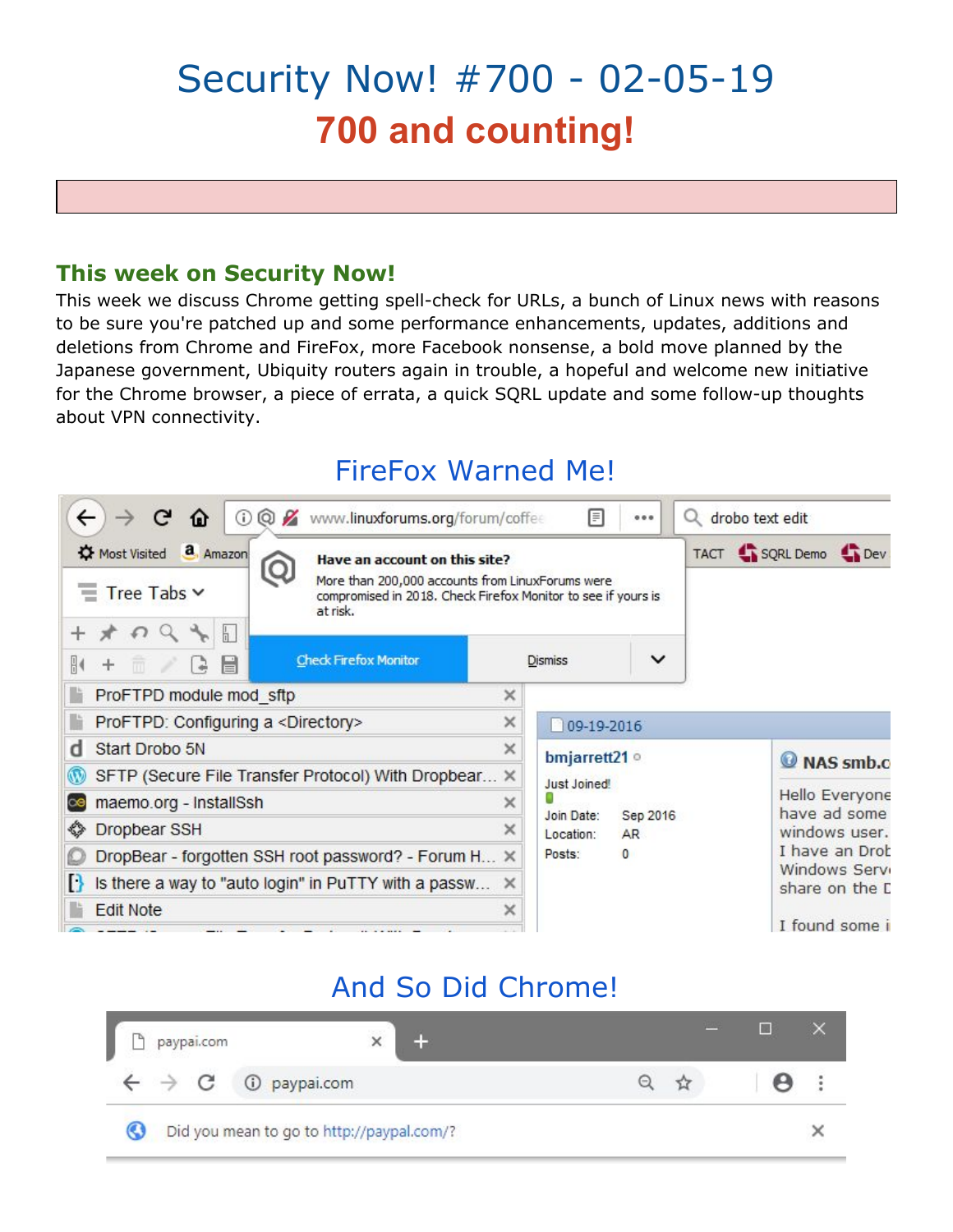# Security Now! #700 - 02-05-19

## 700 and counting!

### This week on Security Now!

This week we discuss Chrome getting spell-check for URLs, a bunch of Linux news with reasons to be sure you're patched up and some performance enhancements, updates, additions and deletions from Chrome and FireFox, more Facebook nonsense, a bold move planned by the Japanese government, Ubiquity routers again in trouble, a hopeful and welcome new initiative for the Chrome browser, a piece of errata, a quick SQRL update and some follow-up thoughts about VPN connectivity.

## FireFox Warned Me!

## And So Did Chrome!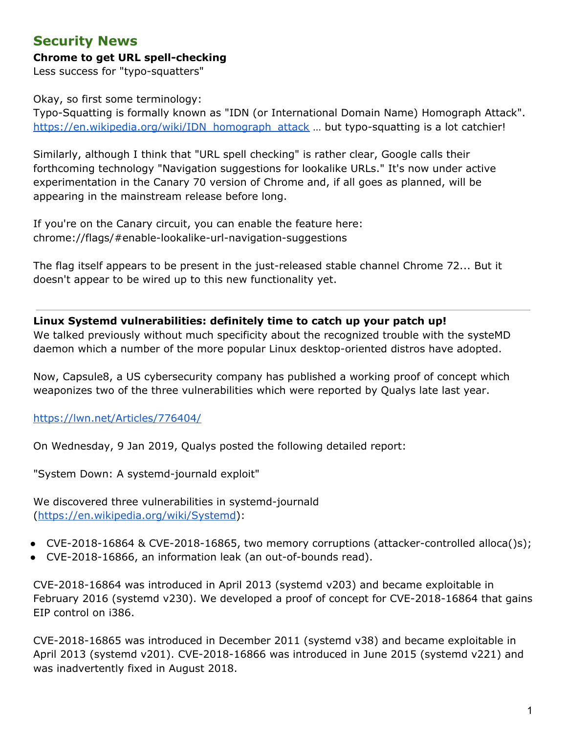## Security News

**Chrome to get URL spell-checking**
Less success for "typo-squatters"

Okay, so first some terminology:
Typo-Squatting is formally known as "IDN (or International Domain Name) Homograph Attack".
https://en.wikipedia.org/wiki/IDN_homograph_attack … but typo-squatting is a lot catchier!

Similarly, although I think that "URL spell checking" is rather clear, Google calls their forthcoming technology "Navigation suggestions for lookalike URLs." It's now under active experimentation in the Canary 70 version of Chrome and, if all goes as planned, will be appearing in the mainstream release before long.

If you're on the Canary circuit, you can enable the feature here:
chrome://flags/#enable-lookalike-url-navigation-suggestions

The flag itself appears to be present in the just-released stable channel Chrome 72... But it doesn't appear to be wired up to this new functionality yet.

---

**Linux Systemd vulnerabilities: definitely time to catch up your patch up!**
We talked previously without much specificity about the recognized trouble with the systeMD daemon which a number of the more popular Linux desktop-oriented distros have adopted.

Now, Capsule8, a US cybersecurity company has published a working proof of concept which weaponizes two of the three vulnerabilities which were reported by Qualys late last year.

https://lwn.net/Articles/776404/

On Wednesday, 9 Jan 2019, Qualys posted the following detailed report:

"System Down: A systemd-journald exploit"

We discovered three vulnerabilities in systemd-journald (https://en.wikipedia.org/wiki/Systemd):

- CVE-2018-16864 & CVE-2018-16865, two memory corruptions (attacker-controlled alloca()s);
- CVE-2018-16866, an information leak (an out-of-bounds read).

CVE-2018-16864 was introduced in April 2013 (systemd v203) and became exploitable in February 2016 (systemd v230). We developed a proof of concept for CVE-2018-16864 that gains EIP control on i386.

CVE-2018-16865 was introduced in December 2011 (systemd v38) and became exploitable in April 2013 (systemd v201). CVE-2018-16866 was introduced in June 2015 (systemd v221) and was inadvertently fixed in August 2018.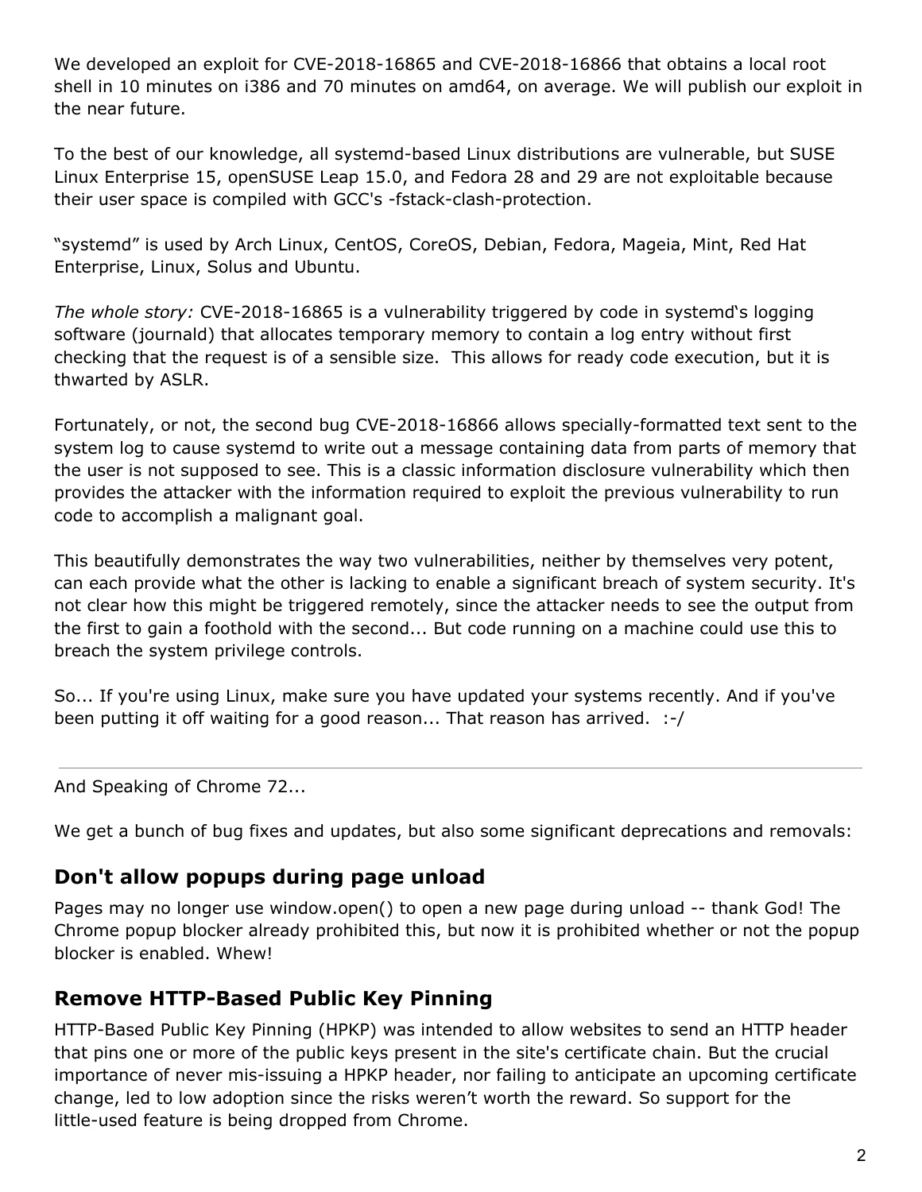We developed an exploit for CVE-2018-16865 and CVE-2018-16866 that obtains a local root shell in 10 minutes on i386 and 70 minutes on amd64, on average. We will publish our exploit in the near future.

To the best of our knowledge, all systemd-based Linux distributions are vulnerable, but SUSE Linux Enterprise 15, openSUSE Leap 15.0, and Fedora 28 and 29 are not exploitable because their user space is compiled with GCC's -fstack-clash-protection.

“systemd” is used by Arch Linux, CentOS, CoreOS, Debian, Fedora, Mageia, Mint, Red Hat Enterprise, Linux, Solus and Ubuntu.

*The whole story:* CVE-2018-16865 is a vulnerability triggered by code in systemd‘s logging software (journald) that allocates temporary memory to contain a log entry without first checking that the request is of a sensible size. This allows for ready code execution, but it is thwarted by ASLR.

Fortunately, or not, the second bug CVE-2018-16866 allows specially-formatted text sent to the system log to cause systemd to write out a message containing data from parts of memory that the user is not supposed to see. This is a classic information disclosure vulnerability which then provides the attacker with the information required to exploit the previous vulnerability to run code to accomplish a malignant goal.

This beautifully demonstrates the way two vulnerabilities, neither by themselves very potent, can each provide what the other is lacking to enable a significant breach of system security. It's not clear how this might be triggered remotely, since the attacker needs to see the output from the first to gain a foothold with the second... But code running on a machine could use this to breach the system privilege controls.

So... If you're using Linux, make sure you have updated your systems recently. And if you've been putting it off waiting for a good reason... That reason has arrived. :-/

---

And Speaking of Chrome 72...

We get a bunch of bug fixes and updates, but also some significant deprecations and removals:

## Don't allow popups during page unload

Pages may no longer use window.open() to open a new page during unload -- thank God! The Chrome popup blocker already prohibited this, but now it is prohibited whether or not the popup blocker is enabled. Whew!

## Remove HTTP-Based Public Key Pinning

HTTP-Based Public Key Pinning (HPKP) was intended to allow websites to send an HTTP header that pins one or more of the public keys present in the site's certificate chain. But the crucial importance of never mis-issuing a HPKP header, nor failing to anticipate an upcoming certificate change, led to low adoption since the risks weren’t worth the reward. So support for the little-used feature is being dropped from Chrome.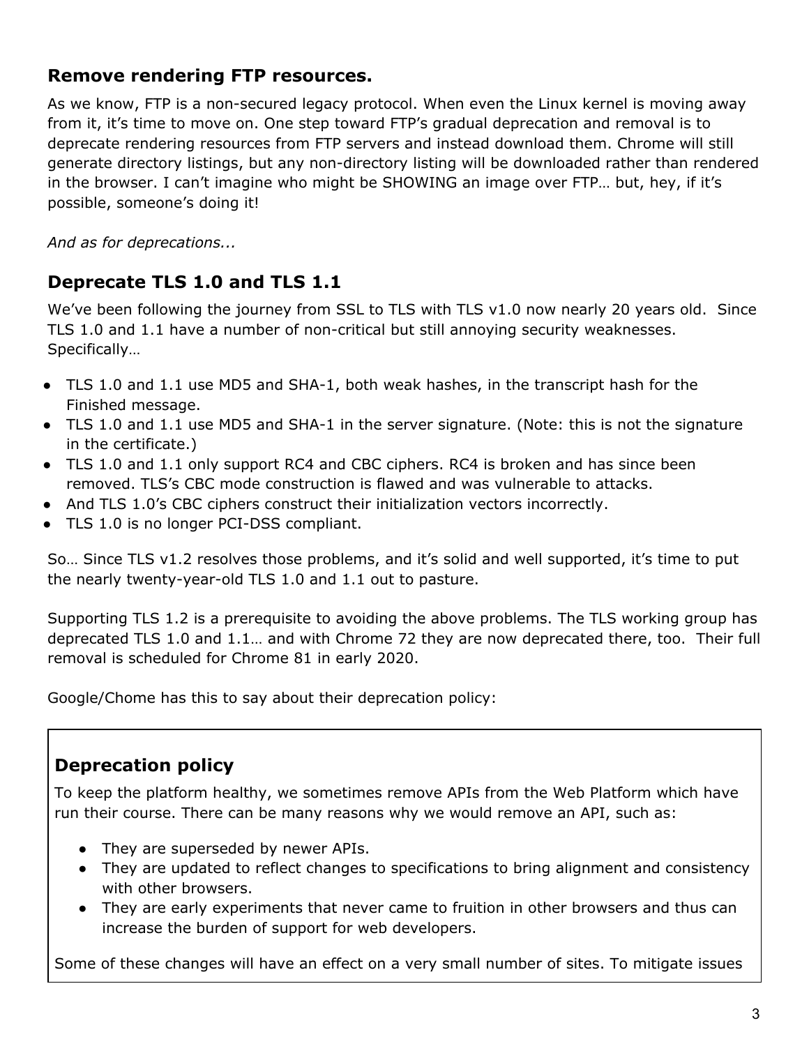## Remove rendering FTP resources.

As we know, FTP is a non-secured legacy protocol. When even the Linux kernel is moving away from it, it's time to move on. One step toward FTP's gradual deprecation and removal is to deprecate rendering resources from FTP servers and instead download them. Chrome will still generate directory listings, but any non-directory listing will be downloaded rather than rendered in the browser. I can't imagine who might be SHOWING an image over FTP… but, hey, if it's possible, someone's doing it!

*And as for deprecations...*

## Deprecate TLS 1.0 and TLS 1.1

We've been following the journey from SSL to TLS with TLS v1.0 now nearly 20 years old. Since TLS 1.0 and 1.1 have a number of non-critical but still annoying security weaknesses. Specifically…

- TLS 1.0 and 1.1 use MD5 and SHA-1, both weak hashes, in the transcript hash for the Finished message.
- TLS 1.0 and 1.1 use MD5 and SHA-1 in the server signature. (Note: this is not the signature in the certificate.)
- TLS 1.0 and 1.1 only support RC4 and CBC ciphers. RC4 is broken and has since been removed. TLS's CBC mode construction is flawed and was vulnerable to attacks.
- And TLS 1.0's CBC ciphers construct their initialization vectors incorrectly.
- TLS 1.0 is no longer PCI-DSS compliant.

So… Since TLS v1.2 resolves those problems, and it's solid and well supported, it's time to put the nearly twenty-year-old TLS 1.0 and 1.1 out to pasture.

Supporting TLS 1.2 is a prerequisite to avoiding the above problems. The TLS working group has deprecated TLS 1.0 and 1.1… and with Chrome 72 they are now deprecated there, too. Their full removal is scheduled for Chrome 81 in early 2020.

Google/Chome has this to say about their deprecation policy:

### Deprecation policy

To keep the platform healthy, we sometimes remove APIs from the Web Platform which have run their course. There can be many reasons why we would remove an API, such as:

- They are superseded by newer APIs.
- They are updated to reflect changes to specifications to bring alignment and consistency with other browsers.
- They are early experiments that never came to fruition in other browsers and thus can increase the burden of support for web developers.

Some of these changes will have an effect on a very small number of sites. To mitigate issues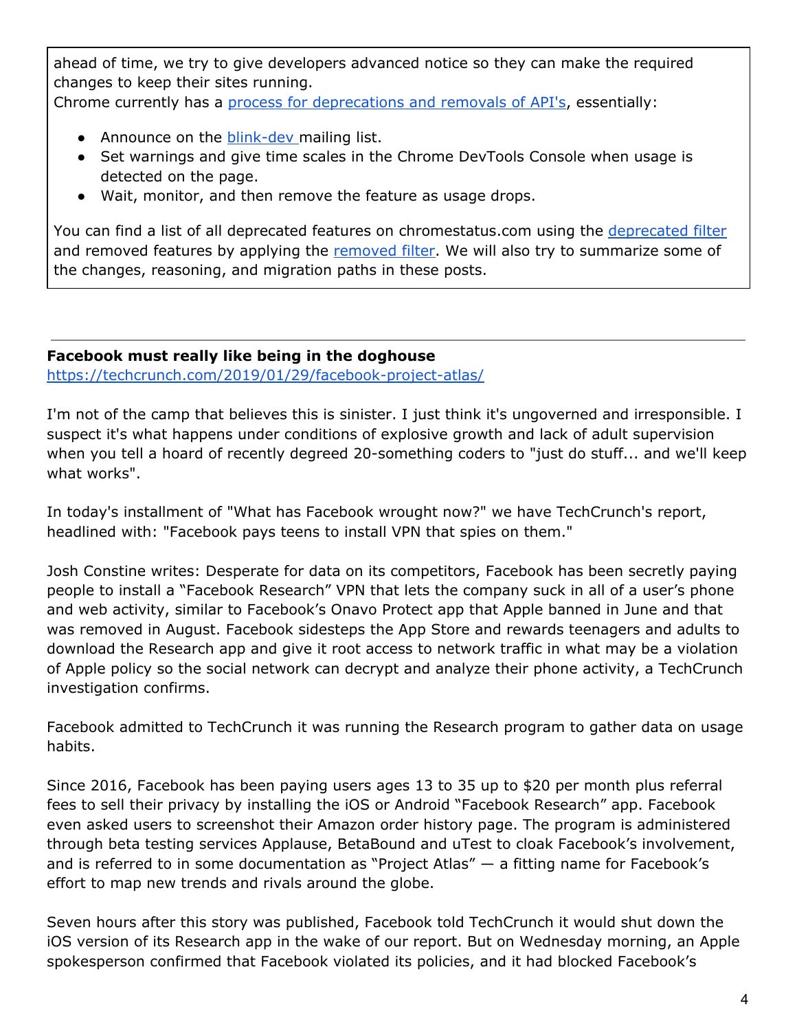ahead of time, we try to give developers advanced notice so they can make the required changes to keep their sites running.
Chrome currently has a [process for deprecations and removals of API's](), essentially:

- Announce on the [blink-dev ]()mailing list.
- Set warnings and give time scales in the Chrome DevTools Console when usage is detected on the page.
- Wait, monitor, and then remove the feature as usage drops.

You can find a list of all deprecated features on chromestatus.com using the [deprecated filter]() and removed features by applying the [removed filter](). We will also try to summarize some of the changes, reasoning, and migration paths in these posts.

---

**Facebook must really like being in the doghouse**
https://techcrunch.com/2019/01/29/facebook-project-atlas/

I'm not of the camp that believes this is sinister. I just think it's ungoverned and irresponsible. I suspect it's what happens under conditions of explosive growth and lack of adult supervision when you tell a hoard of recently degreed 20-something coders to "just do stuff... and we'll keep what works".

In today's installment of "What has Facebook wrought now?" we have TechCrunch's report, headlined with: "Facebook pays teens to install VPN that spies on them."

Josh Constine writes: Desperate for data on its competitors, Facebook has been secretly paying people to install a "Facebook Research" VPN that lets the company suck in all of a user's phone and web activity, similar to Facebook's Onavo Protect app that Apple banned in June and that was removed in August. Facebook sidesteps the App Store and rewards teenagers and adults to download the Research app and give it root access to network traffic in what may be a violation of Apple policy so the social network can decrypt and analyze their phone activity, a TechCrunch investigation confirms.

Facebook admitted to TechCrunch it was running the Research program to gather data on usage habits.

Since 2016, Facebook has been paying users ages 13 to 35 up to $20 per month plus referral fees to sell their privacy by installing the iOS or Android "Facebook Research" app. Facebook even asked users to screenshot their Amazon order history page. The program is administered through beta testing services Applause, BetaBound and uTest to cloak Facebook's involvement, and is referred to in some documentation as "Project Atlas" — a fitting name for Facebook's effort to map new trends and rivals around the globe.

Seven hours after this story was published, Facebook told TechCrunch it would shut down the iOS version of its Research app in the wake of our report. But on Wednesday morning, an Apple spokesperson confirmed that Facebook violated its policies, and it had blocked Facebook's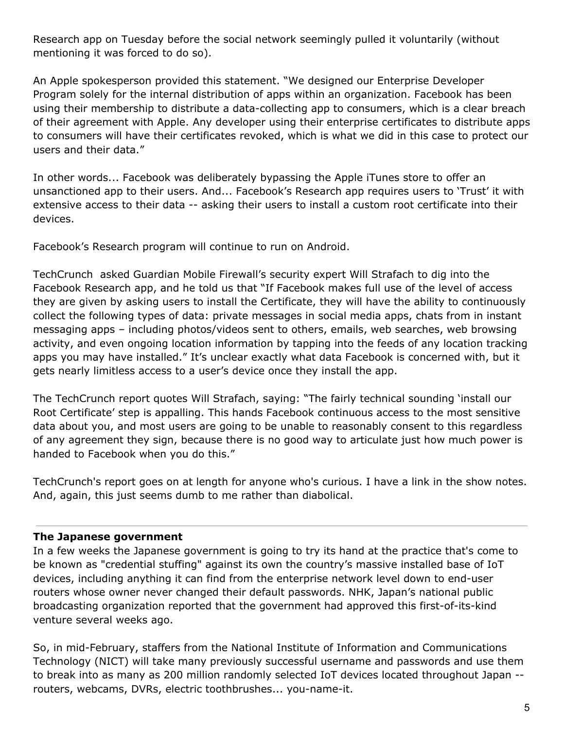Research app on Tuesday before the social network seemingly pulled it voluntarily (without mentioning it was forced to do so).

An Apple spokesperson provided this statement. "We designed our Enterprise Developer Program solely for the internal distribution of apps within an organization. Facebook has been using their membership to distribute a data-collecting app to consumers, which is a clear breach of their agreement with Apple. Any developer using their enterprise certificates to distribute apps to consumers will have their certificates revoked, which is what we did in this case to protect our users and their data."

In other words... Facebook was deliberately bypassing the Apple iTunes store to offer an unsanctioned app to their users. And... Facebook's Research app requires users to 'Trust' it with extensive access to their data -- asking their users to install a custom root certificate into their devices.

Facebook's Research program will continue to run on Android.

TechCrunch asked Guardian Mobile Firewall's security expert Will Strafach to dig into the Facebook Research app, and he told us that "If Facebook makes full use of the level of access they are given by asking users to install the Certificate, they will have the ability to continuously collect the following types of data: private messages in social media apps, chats from in instant messaging apps – including photos/videos sent to others, emails, web searches, web browsing activity, and even ongoing location information by tapping into the feeds of any location tracking apps you may have installed." It's unclear exactly what data Facebook is concerned with, but it gets nearly limitless access to a user's device once they install the app.

The TechCrunch report quotes Will Strafach, saying: "The fairly technical sounding 'install our Root Certificate' step is appalling. This hands Facebook continuous access to the most sensitive data about you, and most users are going to be unable to reasonably consent to this regardless of any agreement they sign, because there is no good way to articulate just how much power is handed to Facebook when you do this."

TechCrunch's report goes on at length for anyone who's curious. I have a link in the show notes. And, again, this just seems dumb to me rather than diabolical.

---

**The Japanese government**

In a few weeks the Japanese government is going to try its hand at the practice that's come to be known as "credential stuffing" against its own the country's massive installed base of IoT devices, including anything it can find from the enterprise network level down to end-user routers whose owner never changed their default passwords. NHK, Japan's national public broadcasting organization reported that the government had approved this first-of-its-kind venture several weeks ago.

So, in mid-February, staffers from the National Institute of Information and Communications Technology (NICT) will take many previously successful username and passwords and use them to break into as many as 200 million randomly selected IoT devices located throughout Japan -- routers, webcams, DVRs, electric toothbrushes... you-name-it.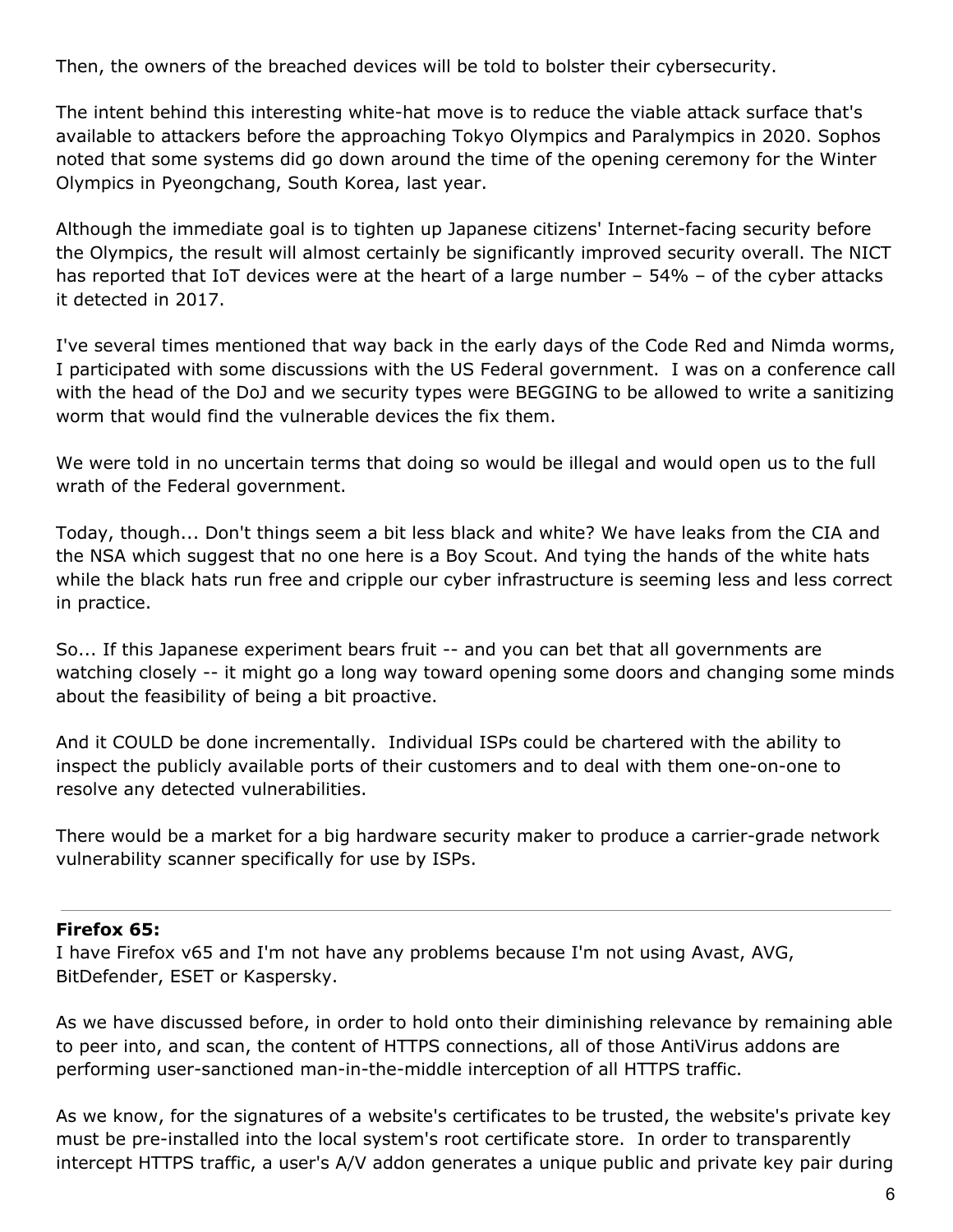Then, the owners of the breached devices will be told to bolster their cybersecurity.

The intent behind this interesting white-hat move is to reduce the viable attack surface that's available to attackers before the approaching Tokyo Olympics and Paralympics in 2020. Sophos noted that some systems did go down around the time of the opening ceremony for the Winter Olympics in Pyeongchang, South Korea, last year.

Although the immediate goal is to tighten up Japanese citizens' Internet-facing security before the Olympics, the result will almost certainly be significantly improved security overall. The NICT has reported that IoT devices were at the heart of a large number – 54% – of the cyber attacks it detected in 2017.

I've several times mentioned that way back in the early days of the Code Red and Nimda worms, I participated with some discussions with the US Federal government. I was on a conference call with the head of the DoJ and we security types were BEGGING to be allowed to write a sanitizing worm that would find the vulnerable devices the fix them.

We were told in no uncertain terms that doing so would be illegal and would open us to the full wrath of the Federal government.

Today, though... Don't things seem a bit less black and white? We have leaks from the CIA and the NSA which suggest that no one here is a Boy Scout. And tying the hands of the white hats while the black hats run free and cripple our cyber infrastructure is seeming less and less correct in practice.

So... If this Japanese experiment bears fruit -- and you can bet that all governments are watching closely -- it might go a long way toward opening some doors and changing some minds about the feasibility of being a bit proactive.

And it COULD be done incrementally. Individual ISPs could be chartered with the ability to inspect the publicly available ports of their customers and to deal with them one-on-one to resolve any detected vulnerabilities.

There would be a market for a big hardware security maker to produce a carrier-grade network vulnerability scanner specifically for use by ISPs.

---

**Firefox 65:**

I have Firefox v65 and I'm not have any problems because I'm not using Avast, AVG, BitDefender, ESET or Kaspersky.

As we have discussed before, in order to hold onto their diminishing relevance by remaining able to peer into, and scan, the content of HTTPS connections, all of those AntiVirus addons are performing user-sanctioned man-in-the-middle interception of all HTTPS traffic.

As we know, for the signatures of a website's certificates to be trusted, the website's private key must be pre-installed into the local system's root certificate store. In order to transparently intercept HTTPS traffic, a user's A/V addon generates a unique public and private key pair during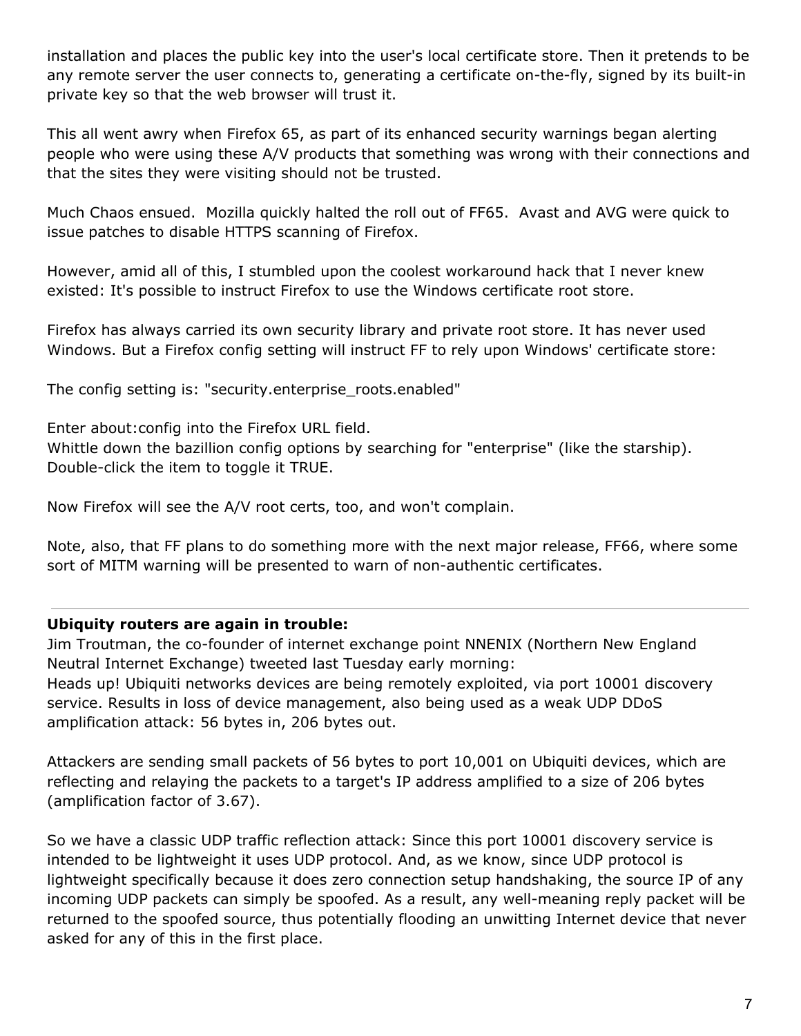installation and places the public key into the user's local certificate store. Then it pretends to be any remote server the user connects to, generating a certificate on-the-fly, signed by its built-in private key so that the web browser will trust it.

This all went awry when Firefox 65, as part of its enhanced security warnings began alerting people who were using these A/V products that something was wrong with their connections and that the sites they were visiting should not be trusted.

Much Chaos ensued. Mozilla quickly halted the roll out of FF65. Avast and AVG were quick to issue patches to disable HTTPS scanning of Firefox.

However, amid all of this, I stumbled upon the coolest workaround hack that I never knew existed: It's possible to instruct Firefox to use the Windows certificate root store.

Firefox has always carried its own security library and private root store. It has never used Windows. But a Firefox config setting will instruct FF to rely upon Windows' certificate store:

The config setting is: "security.enterprise_roots.enabled"

Enter about:config into the Firefox URL field.
Whittle down the bazillion config options by searching for "enterprise" (like the starship).
Double-click the item to toggle it TRUE.

Now Firefox will see the A/V root certs, too, and won't complain.

Note, also, that FF plans to do something more with the next major release, FF66, where some sort of MITM warning will be presented to warn of non-authentic certificates.

---

**Ubiquity routers are again in trouble:**
Jim Troutman, the co-founder of internet exchange point NNENIX (Northern New England Neutral Internet Exchange) tweeted last Tuesday early morning:
Heads up! Ubiquiti networks devices are being remotely exploited, via port 10001 discovery service. Results in loss of device management, also being used as a weak UDP DDoS amplification attack: 56 bytes in, 206 bytes out.

Attackers are sending small packets of 56 bytes to port 10,001 on Ubiquiti devices, which are reflecting and relaying the packets to a target's IP address amplified to a size of 206 bytes (amplification factor of 3.67).

So we have a classic UDP traffic reflection attack: Since this port 10001 discovery service is intended to be lightweight it uses UDP protocol. And, as we know, since UDP protocol is lightweight specifically because it does zero connection setup handshaking, the source IP of any incoming UDP packets can simply be spoofed. As a result, any well-meaning reply packet will be returned to the spoofed source, thus potentially flooding an unwitting Internet device that never asked for any of this in the first place.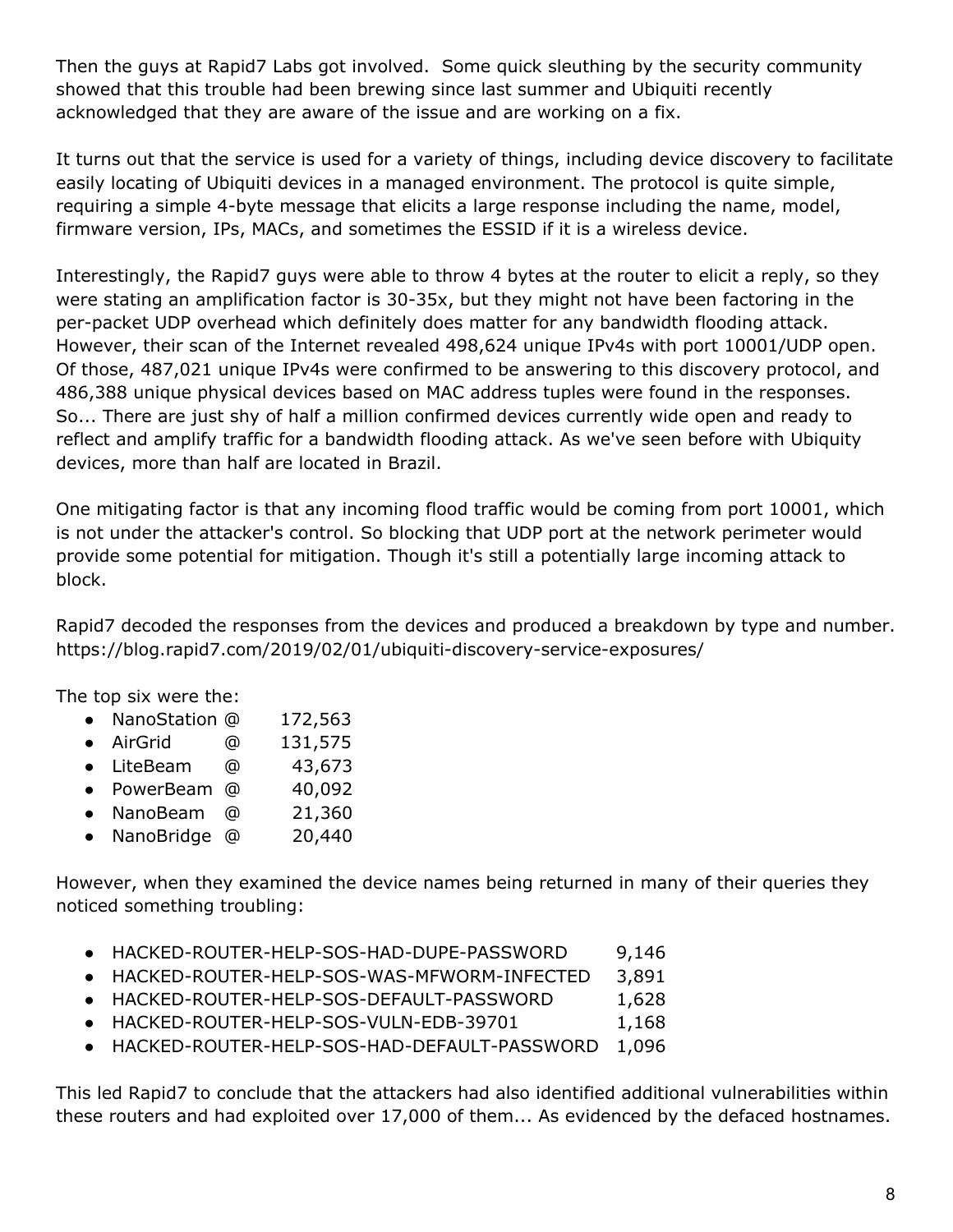Then the guys at Rapid7 Labs got involved. Some quick sleuthing by the security community showed that this trouble had been brewing since last summer and Ubiquiti recently acknowledged that they are aware of the issue and are working on a fix.

It turns out that the service is used for a variety of things, including device discovery to facilitate easily locating of Ubiquiti devices in a managed environment. The protocol is quite simple, requiring a simple 4-byte message that elicits a large response including the name, model, firmware version, IPs, MACs, and sometimes the ESSID if it is a wireless device.

Interestingly, the Rapid7 guys were able to throw 4 bytes at the router to elicit a reply, so they were stating an amplification factor is 30-35x, but they might not have been factoring in the per-packet UDP overhead which definitely does matter for any bandwidth flooding attack. However, their scan of the Internet revealed 498,624 unique IPv4s with port 10001/UDP open. Of those, 487,021 unique IPv4s were confirmed to be answering to this discovery protocol, and 486,388 unique physical devices based on MAC address tuples were found in the responses. So... There are just shy of half a million confirmed devices currently wide open and ready to reflect and amplify traffic for a bandwidth flooding attack. As we've seen before with Ubiquity devices, more than half are located in Brazil.

One mitigating factor is that any incoming flood traffic would be coming from port 10001, which is not under the attacker's control. So blocking that UDP port at the network perimeter would provide some potential for mitigation. Though it's still a potentially large incoming attack to block.

Rapid7 decoded the responses from the devices and produced a breakdown by type and number. https://blog.rapid7.com/2019/02/01/ubiquiti-discovery-service-exposures/

The top six were the:

- NanoStation @ 172,563
- AirGrid @ 131,575
- LiteBeam @ 43,673
- PowerBeam @ 40,092
- NanoBeam @ 21,360
- NanoBridge @ 20,440

However, when they examined the device names being returned in many of their queries they noticed something troubling:

- HACKED-ROUTER-HELP-SOS-HAD-DUPE-PASSWORD 9,146
- HACKED-ROUTER-HELP-SOS-WAS-MFWORM-INFECTED 3,891
- HACKED-ROUTER-HELP-SOS-DEFAULT-PASSWORD 1,628
- HACKED-ROUTER-HELP-SOS-VULN-EDB-39701 1,168
- HACKED-ROUTER-HELP-SOS-HAD-DEFAULT-PASSWORD 1,096

This led Rapid7 to conclude that the attackers had also identified additional vulnerabilities within these routers and had exploited over 17,000 of them... As evidenced by the defaced hostnames.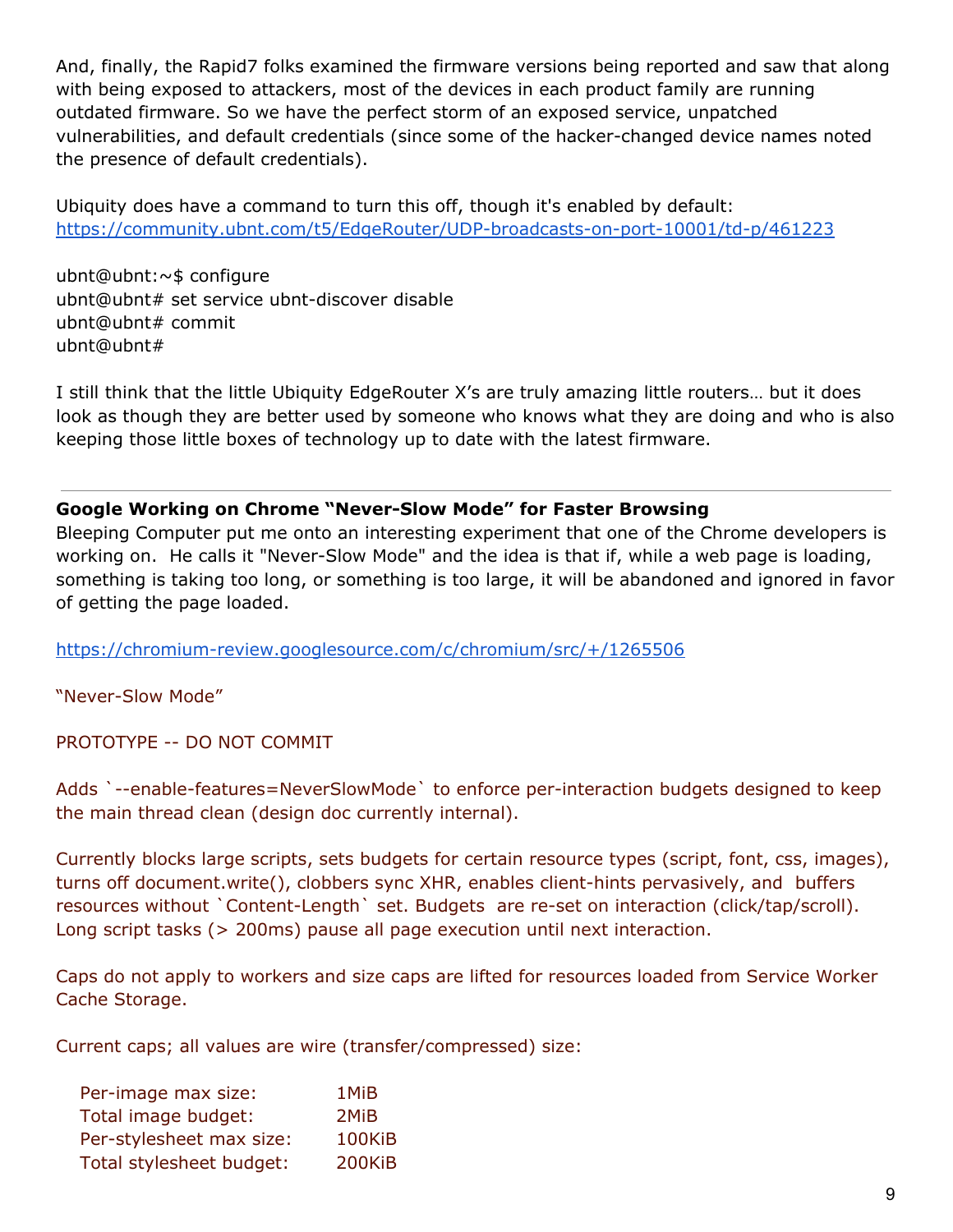And, finally, the Rapid7 folks examined the firmware versions being reported and saw that along with being exposed to attackers, most of the devices in each product family are running outdated firmware. So we have the perfect storm of an exposed service, unpatched vulnerabilities, and default credentials (since some of the hacker-changed device names noted the presence of default credentials).

Ubiquity does have a command to turn this off, though it's enabled by default:
https://community.ubnt.com/t5/EdgeRouter/UDP-broadcasts-on-port-10001/td-p/461223

```
ubnt@ubnt:~$ configure
ubnt@ubnt# set service ubnt-discover disable
ubnt@ubnt# commit
ubnt@ubnt#
```

I still think that the little Ubiquity EdgeRouter X's are truly amazing little routers… but it does look as though they are better used by someone who knows what they are doing and who is also keeping those little boxes of technology up to date with the latest firmware.

---

**Google Working on Chrome "Never-Slow Mode" for Faster Browsing**

Bleeping Computer put me onto an interesting experiment that one of the Chrome developers is working on. He calls it "Never-Slow Mode" and the idea is that if, while a web page is loading, something is taking too long, or something is too large, it will be abandoned and ignored in favor of getting the page loaded.

https://chromium-review.googlesource.com/c/chromium/src/+/1265506

"Never-Slow Mode"

PROTOTYPE -- DO NOT COMMIT

Adds `--enable-features=NeverSlowMode` to enforce per-interaction budgets designed to keep the main thread clean (design doc currently internal).

Currently blocks large scripts, sets budgets for certain resource types (script, font, css, images), turns off document.write(), clobbers sync XHR, enables client-hints pervasively, and buffers resources without `Content-Length` set. Budgets are re-set on interaction (click/tap/scroll). Long script tasks (> 200ms) pause all page execution until next interaction.

Caps do not apply to workers and size caps are lifted for resources loaded from Service Worker Cache Storage.

Current caps; all values are wire (transfer/compressed) size:

```
Per-image max size:        1MiB
Total image budget:        2MiB
Per-stylesheet max size:   100KiB
Total stylesheet budget:   200KiB
```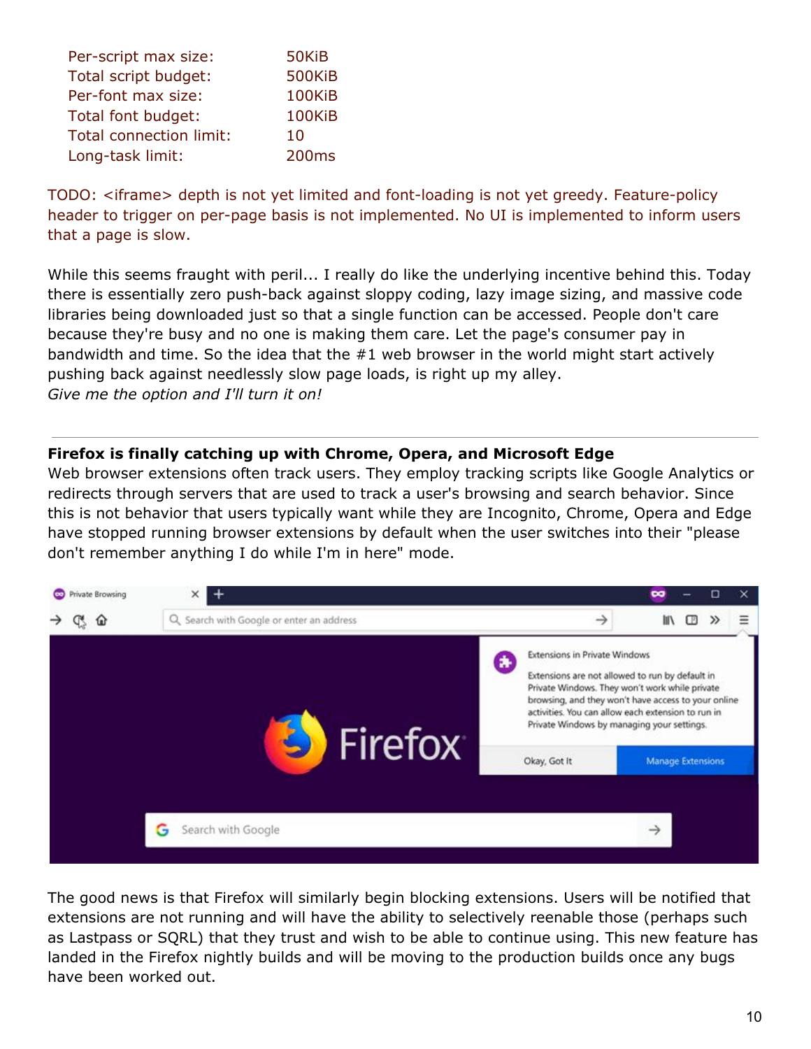| | |
|---|---|
| Per-script max size: | 50KiB |
| Total script budget: | 500KiB |
| Per-font max size: | 100KiB |
| Total font budget: | 100KiB |
| Total connection limit: | 10 |
| Long-task limit: | 200ms |

TODO: <iframe> depth is not yet limited and font-loading is not yet greedy. Feature-policy header to trigger on per-page basis is not implemented. No UI is implemented to inform users that a page is slow.

While this seems fraught with peril... I really do like the underlying incentive behind this. Today there is essentially zero push-back against sloppy coding, lazy image sizing, and massive code libraries being downloaded just so that a single function can be accessed. People don't care because they're busy and no one is making them care. Let the page's consumer pay in bandwidth and time. So the idea that the #1 web browser in the world might start actively pushing back against needlessly slow page loads, is right up my alley.
*Give me the option and I'll turn it on!*

---

**Firefox is finally catching up with Chrome, Opera, and Microsoft Edge**
Web browser extensions often track users. They employ tracking scripts like Google Analytics or redirects through servers that are used to track a user's browsing and search behavior. Since this is not behavior that users typically want while they are Incognito, Chrome, Opera and Edge have stopped running browser extensions by default when the user switches into their "please don't remember anything I do while I'm in here" mode.

The good news is that Firefox will similarly begin blocking extensions. Users will be notified that extensions are not running and will have the ability to selectively reenable those (perhaps such as Lastpass or SQRL) that they trust and wish to be able to continue using. This new feature has landed in the Firefox nightly builds and will be moving to the production builds once any bugs have been worked out.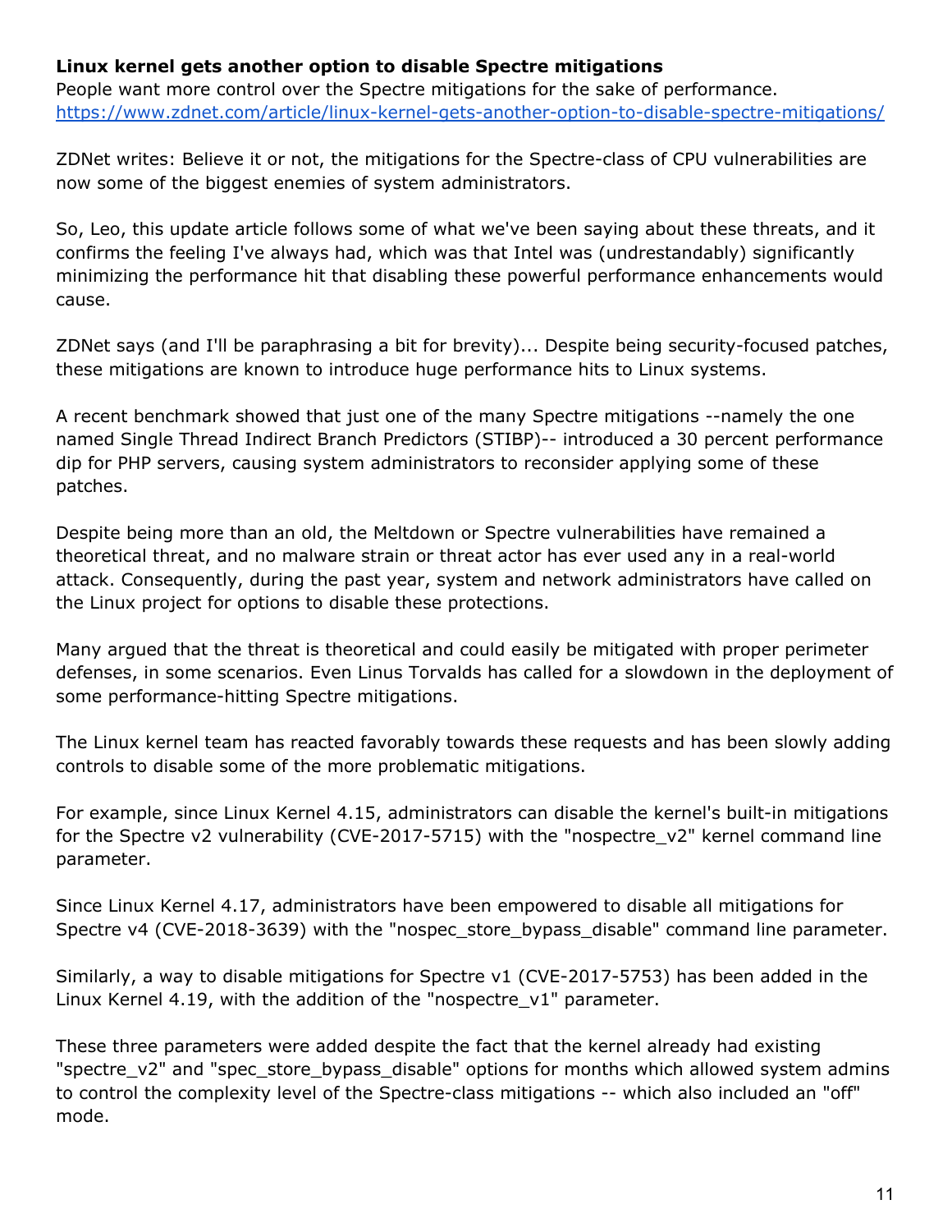**Linux kernel gets another option to disable Spectre mitigations**
People want more control over the Spectre mitigations for the sake of performance.
https://www.zdnet.com/article/linux-kernel-gets-another-option-to-disable-spectre-mitigations/

ZDNet writes: Believe it or not, the mitigations for the Spectre-class of CPU vulnerabilities are now some of the biggest enemies of system administrators.

So, Leo, this update article follows some of what we've been saying about these threats, and it confirms the feeling I've always had, which was that Intel was (undrestandably) significantly minimizing the performance hit that disabling these powerful performance enhancements would cause.

ZDNet says (and I'll be paraphrasing a bit for brevity)... Despite being security-focused patches, these mitigations are known to introduce huge performance hits to Linux systems.

A recent benchmark showed that just one of the many Spectre mitigations --namely the one named Single Thread Indirect Branch Predictors (STIBP)-- introduced a 30 percent performance dip for PHP servers, causing system administrators to reconsider applying some of these patches.

Despite being more than an old, the Meltdown or Spectre vulnerabilities have remained a theoretical threat, and no malware strain or threat actor has ever used any in a real-world attack. Consequently, during the past year, system and network administrators have called on the Linux project for options to disable these protections.

Many argued that the threat is theoretical and could easily be mitigated with proper perimeter defenses, in some scenarios. Even Linus Torvalds has called for a slowdown in the deployment of some performance-hitting Spectre mitigations.

The Linux kernel team has reacted favorably towards these requests and has been slowly adding controls to disable some of the more problematic mitigations.

For example, since Linux Kernel 4.15, administrators can disable the kernel's built-in mitigations for the Spectre v2 vulnerability (CVE-2017-5715) with the "nospectre_v2" kernel command line parameter.

Since Linux Kernel 4.17, administrators have been empowered to disable all mitigations for Spectre v4 (CVE-2018-3639) with the "nospec_store_bypass_disable" command line parameter.

Similarly, a way to disable mitigations for Spectre v1 (CVE-2017-5753) has been added in the Linux Kernel 4.19, with the addition of the "nospectre_v1" parameter.

These three parameters were added despite the fact that the kernel already had existing "spectre_v2" and "spec_store_bypass_disable" options for months which allowed system admins to control the complexity level of the Spectre-class mitigations -- which also included an "off" mode.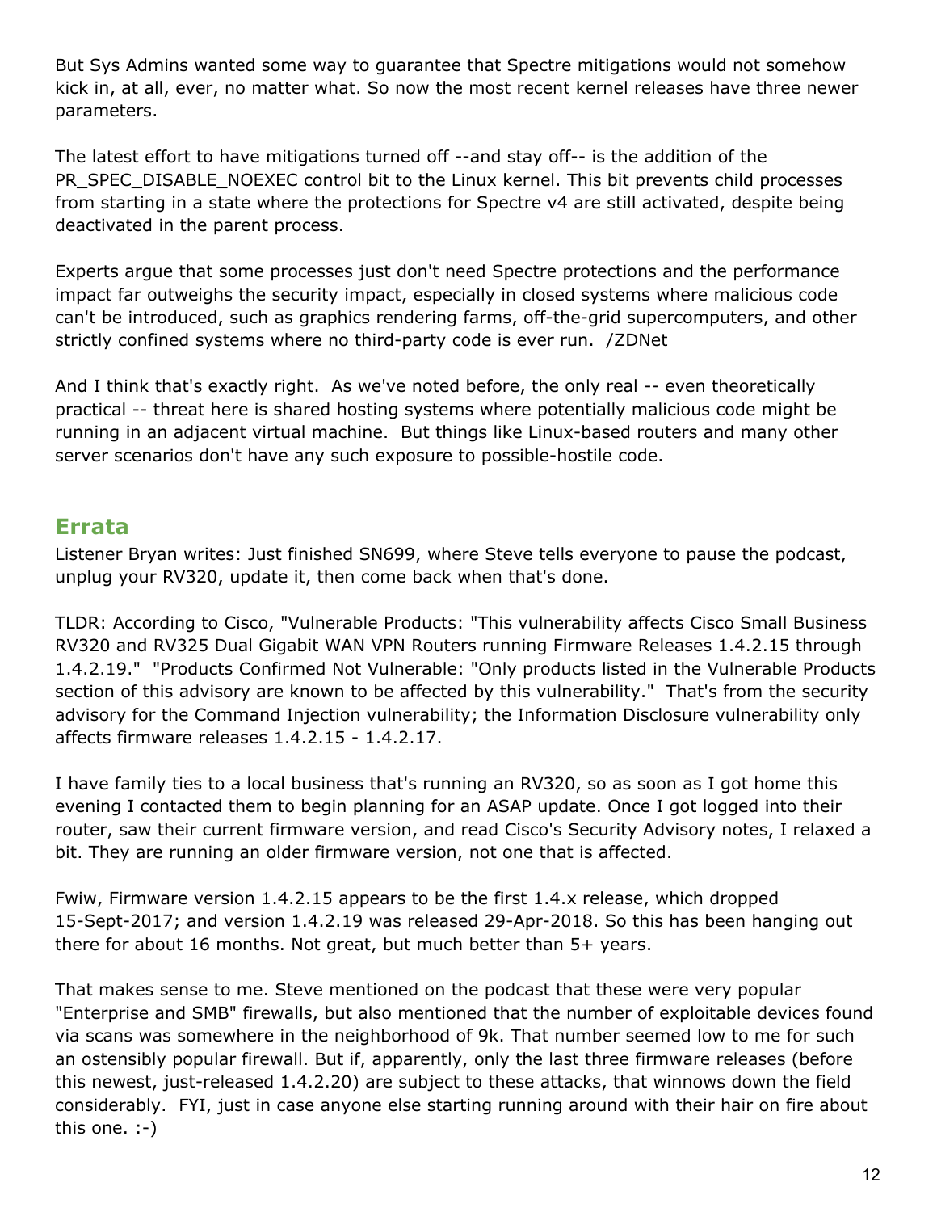But Sys Admins wanted some way to guarantee that Spectre mitigations would not somehow kick in, at all, ever, no matter what. So now the most recent kernel releases have three newer parameters.

The latest effort to have mitigations turned off --and stay off-- is the addition of the PR_SPEC_DISABLE_NOEXEC control bit to the Linux kernel. This bit prevents child processes from starting in a state where the protections for Spectre v4 are still activated, despite being deactivated in the parent process.

Experts argue that some processes just don't need Spectre protections and the performance impact far outweighs the security impact, especially in closed systems where malicious code can't be introduced, such as graphics rendering farms, off-the-grid supercomputers, and other strictly confined systems where no third-party code is ever run. /ZDNet

And I think that's exactly right. As we've noted before, the only real -- even theoretically practical -- threat here is shared hosting systems where potentially malicious code might be running in an adjacent virtual machine. But things like Linux-based routers and many other server scenarios don't have any such exposure to possible-hostile code.

## Errata

Listener Bryan writes: Just finished SN699, where Steve tells everyone to pause the podcast, unplug your RV320, update it, then come back when that's done.

TLDR: According to Cisco, "Vulnerable Products: "This vulnerability affects Cisco Small Business RV320 and RV325 Dual Gigabit WAN VPN Routers running Firmware Releases 1.4.2.15 through 1.4.2.19." "Products Confirmed Not Vulnerable: "Only products listed in the Vulnerable Products section of this advisory are known to be affected by this vulnerability." That's from the security advisory for the Command Injection vulnerability; the Information Disclosure vulnerability only affects firmware releases 1.4.2.15 - 1.4.2.17.

I have family ties to a local business that's running an RV320, so as soon as I got home this evening I contacted them to begin planning for an ASAP update. Once I got logged into their router, saw their current firmware version, and read Cisco's Security Advisory notes, I relaxed a bit. They are running an older firmware version, not one that is affected.

Fwiw, Firmware version 1.4.2.15 appears to be the first 1.4.x release, which dropped 15-Sept-2017; and version 1.4.2.19 was released 29-Apr-2018. So this has been hanging out there for about 16 months. Not great, but much better than 5+ years.

That makes sense to me. Steve mentioned on the podcast that these were very popular "Enterprise and SMB" firewalls, but also mentioned that the number of exploitable devices found via scans was somewhere in the neighborhood of 9k. That number seemed low to me for such an ostensibly popular firewall. But if, apparently, only the last three firmware releases (before this newest, just-released 1.4.2.20) are subject to these attacks, that winnows down the field considerably. FYI, just in case anyone else starting running around with their hair on fire about this one. :-)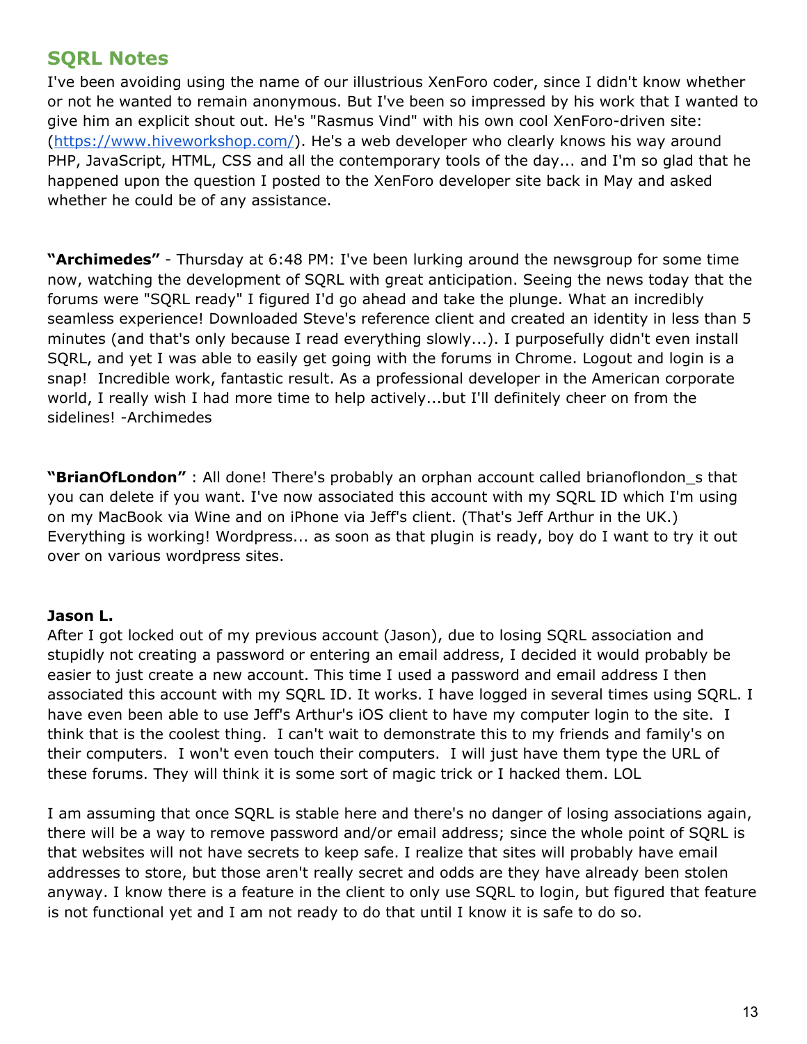## SQRL Notes

I've been avoiding using the name of our illustrious XenForo coder, since I didn't know whether or not he wanted to remain anonymous. But I've been so impressed by his work that I wanted to give him an explicit shout out. He's "Rasmus Vind" with his own cool XenForo-driven site: ([https://www.hiveworkshop.com/](https://www.hiveworkshop.com/)). He's a web developer who clearly knows his way around PHP, JavaScript, HTML, CSS and all the contemporary tools of the day... and I'm so glad that he happened upon the question I posted to the XenForo developer site back in May and asked whether he could be of any assistance.

**"Archimedes"** - Thursday at 6:48 PM: I've been lurking around the newsgroup for some time now, watching the development of SQRL with great anticipation. Seeing the news today that the forums were "SQRL ready" I figured I'd go ahead and take the plunge. What an incredibly seamless experience! Downloaded Steve's reference client and created an identity in less than 5 minutes (and that's only because I read everything slowly...). I purposefully didn't even install SQRL, and yet I was able to easily get going with the forums in Chrome. Logout and login is a snap! Incredible work, fantastic result. As a professional developer in the American corporate world, I really wish I had more time to help actively...but I'll definitely cheer on from the sidelines! -Archimedes

**"BrianOfLondon"** : All done! There's probably an orphan account called brianoflondon_s that you can delete if you want. I've now associated this account with my SQRL ID which I'm using on my MacBook via Wine and on iPhone via Jeff's client. (That's Jeff Arthur in the UK.) Everything is working! Wordpress... as soon as that plugin is ready, boy do I want to try it out over on various wordpress sites.

**Jason L.**

After I got locked out of my previous account (Jason), due to losing SQRL association and stupidly not creating a password or entering an email address, I decided it would probably be easier to just create a new account. This time I used a password and email address I then associated this account with my SQRL ID. It works. I have logged in several times using SQRL. I have even been able to use Jeff's Arthur's iOS client to have my computer login to the site. I think that is the coolest thing. I can't wait to demonstrate this to my friends and family's on their computers. I won't even touch their computers. I will just have them type the URL of these forums. They will think it is some sort of magic trick or I hacked them. LOL

I am assuming that once SQRL is stable here and there's no danger of losing associations again, there will be a way to remove password and/or email address; since the whole point of SQRL is that websites will not have secrets to keep safe. I realize that sites will probably have email addresses to store, but those aren't really secret and odds are they have already been stolen anyway. I know there is a feature in the client to only use SQRL to login, but figured that feature is not functional yet and I am not ready to do that until I know it is safe to do so.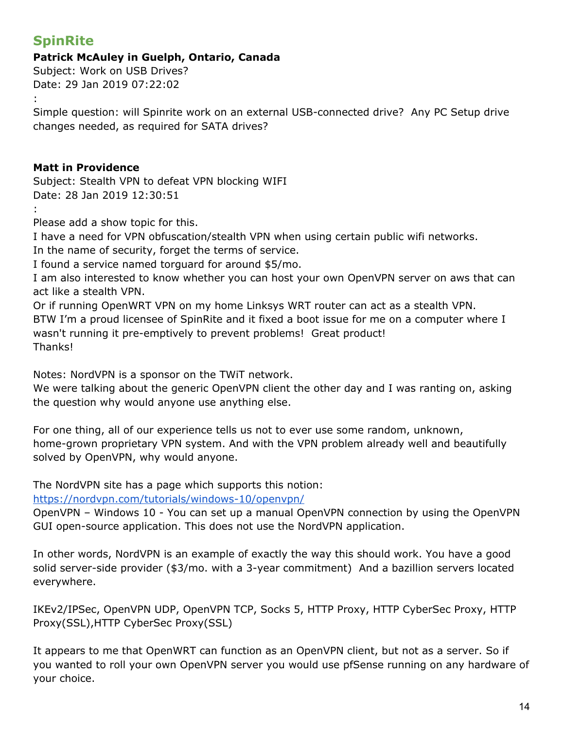## SpinRite

**Patrick McAuley in Guelph, Ontario, Canada**
Subject: Work on USB Drives?
Date: 29 Jan 2019 07:22:02
:
Simple question: will Spinrite work on an external USB-connected drive? Any PC Setup drive changes needed, as required for SATA drives?

**Matt in Providence**
Subject: Stealth VPN to defeat VPN blocking WIFI
Date: 28 Jan 2019 12:30:51
:
Please add a show topic for this.
I have a need for VPN obfuscation/stealth VPN when using certain public wifi networks.
In the name of security, forget the terms of service.
I found a service named torguard for around $5/mo.
I am also interested to know whether you can host your own OpenVPN server on aws that can act like a stealth VPN.
Or if running OpenWRT VPN on my home Linksys WRT router can act as a stealth VPN.
BTW I'm a proud licensee of SpinRite and it fixed a boot issue for me on a computer where I wasn't running it pre-emptively to prevent problems! Great product!
Thanks!

Notes: NordVPN is a sponsor on the TWiT network.
We were talking about the generic OpenVPN client the other day and I was ranting on, asking the question why would anyone use anything else.

For one thing, all of our experience tells us not to ever use some random, unknown, home-grown proprietary VPN system. And with the VPN problem already well and beautifully solved by OpenVPN, why would anyone.

The NordVPN site has a page which supports this notion:
https://nordvpn.com/tutorials/windows-10/openvpn/
OpenVPN – Windows 10 - You can set up a manual OpenVPN connection by using the OpenVPN GUI open-source application. This does not use the NordVPN application.

In other words, NordVPN is an example of exactly the way this should work. You have a good solid server-side provider ($3/mo. with a 3-year commitment) And a bazillion servers located everywhere.

IKEv2/IPSec, OpenVPN UDP, OpenVPN TCP, Socks 5, HTTP Proxy, HTTP CyberSec Proxy, HTTP Proxy(SSL),HTTP CyberSec Proxy(SSL)

It appears to me that OpenWRT can function as an OpenVPN client, but not as a server. So if you wanted to roll your own OpenVPN server you would use pfSense running on any hardware of your choice.